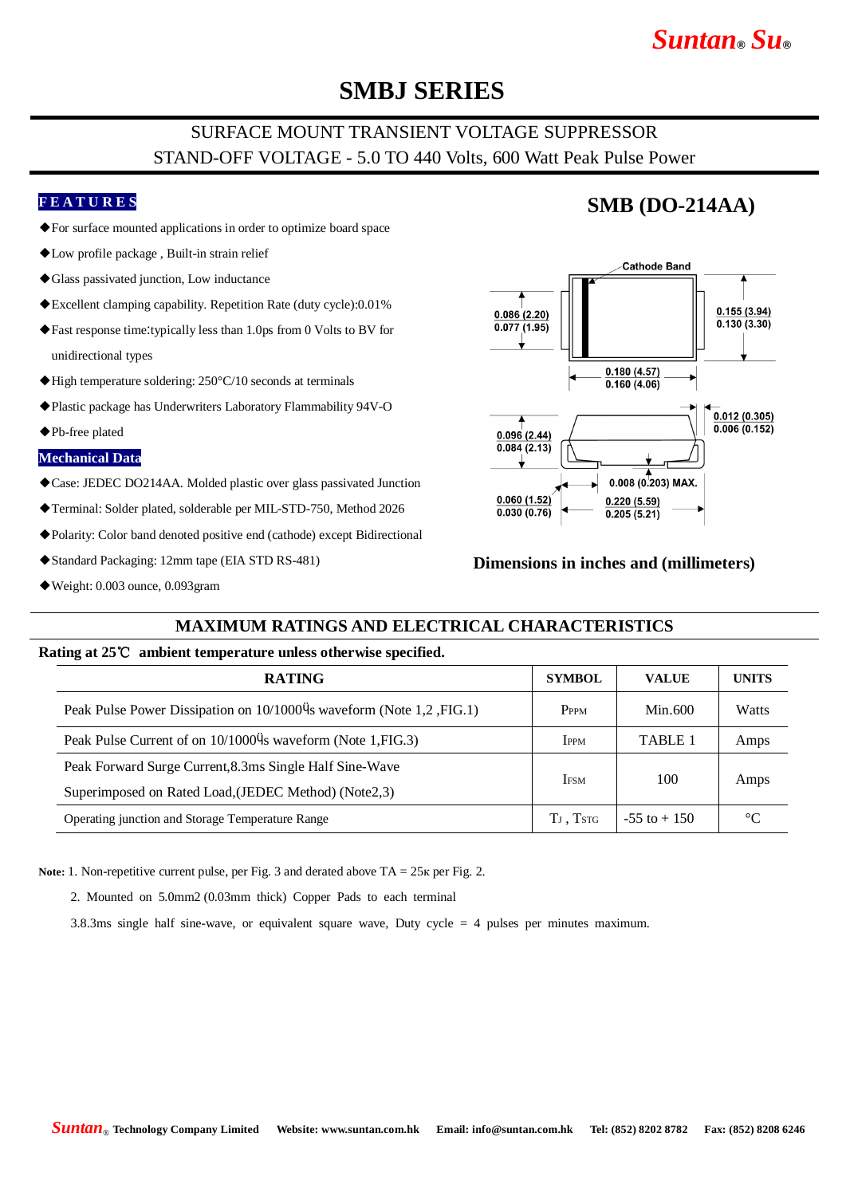Suntan® Su®

# SMBJ SERIES

SURFACE MOUNT TRANSIENT VOLTAGE SUPPRESSOR

STAND-OFF VOLTAGE - 5.0 TO 440 Volts, 600 Watt Peak Pulse Power

## FEATURES

- ◆For surface mounted applications in order to optimize board space
- ◆Low profile package , Built-in strain relief
- ◆Glass passivated junction, Low inductance
- ◆Excellent clamping capability. Repetition Rate (duty cycle):0.01%
- ◆Fast response time:typically less than 1.0ps from 0 Volts to BV for unidirectional types
- ◆High temperature soldering: 250°C/10 seconds at terminals
- ◆Plastic package has Underwriters Laboratory Flammability 94V-O
- ◆Pb-free plated

## Mechanical Data

- ◆Case: JEDEC DO214AA. Molded plastic over glass passivated Junction
- ◆Terminal: Solder plated, solderable per MIL-STD-750, Method 2026
- ◆Polarity: Color band denoted positive end (cathode) except Bidirectional
- ◆Standard Packaging: 12mm tape (EIA STD RS-481)
- ◆Weight: 0.003 ounce, 0.093gram

## SMB (DO-214AA)

Cathode Band

0.086 (2.20)
0.077 (1.95)

0.155 (3.94)
0.130 (3.30)

0.180 (4.57)
0.160 (4.06)

0.012 (0.305)
0.006 (0.152)

0.096 (2.44)
0.084 (2.13)

0.008 (0.203) MAX.

0.060 (1.52)
0.030 (0.76)

0.220 (5.59)
0.205 (5.21)

**Dimensions in inches and (millimeters)**

## MAXIMUM RATINGS AND ELECTRICAL CHARACTERISTICS

**Rating at 25℃ ambient temperature unless otherwise specified.**

| RATING | SYMBOL | VALUE | UNITS |
|---|---|---|---|
| Peak Pulse Power Dissipation on 10/1000Ùs waveform (Note 1,2 ,FIG.1) | $P_{PPM}$ | Min.600 | Watts |
| Peak Pulse Current of on 10/1000Ùs waveform (Note 1,FIG.3) | $I_{PPM}$ | TABLE 1 | Amps |
| Peak Forward Surge Current,8.3ms Single Half Sine-Wave Superimposed on Rated Load,(JEDEC Method) (Note2,3) | $I_{FSM}$ | 100 | Amps |
| Operating junction and Storage Temperature Range | $T_J$ , $T_{STG}$ | -55 to + 150 | °C |

**Note:** 1. Non-repetitive current pulse, per Fig. 3 and derated above TA = 25κ per Fig. 2.

2. Mounted on 5.0mm2 (0.03mm thick) Copper Pads to each terminal

3.8.3ms single half sine-wave, or equivalent square wave, Duty cycle = 4 pulses per minutes maximum.

Suntan® Technology Company Limited Website: www.suntan.com.hk Email: info@suntan.com.hk Tel: (852) 8202 8782 Fax: (852) 8208 6246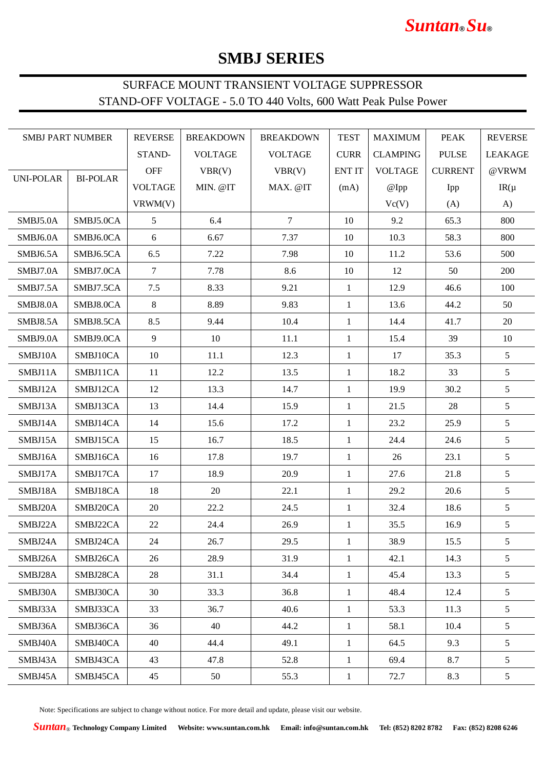# SMBJ SERIES

SURFACE MOUNT TRANSIENT VOLTAGE SUPPRESSOR
STAND-OFF VOLTAGE - 5.0 TO 440 Volts, 600 Watt Peak Pulse Power

| SMBJ PART NUMBER | | REVERSE STAND-OFF VOLTAGE VRWM(V) | BREAKDOWN VOLTAGE VBR(V) MIN. @IT | BREAKDOWN VOLTAGE VBR(V) MAX. @IT | TEST CURRENT IT (mA) | MAXIMUM CLAMPING VOLTAGE @Ipp Vc(V) | PEAK PULSE CURRENT Ipp (A) | REVERSE LEAKAGE @VRWM IR(μA) |
|---|---|---|---|---|---|---|---|---|
| UNI-POLAR | BI-POLAR | | | | | | | |
| SMBJ5.0A | SMBJ5.0CA | 5 | 6.4 | 7 | 10 | 9.2 | 65.3 | 800 |
| SMBJ6.0A | SMBJ6.0CA | 6 | 6.67 | 7.37 | 10 | 10.3 | 58.3 | 800 |
| SMBJ6.5A | SMBJ6.5CA | 6.5 | 7.22 | 7.98 | 10 | 11.2 | 53.6 | 500 |
| SMBJ7.0A | SMBJ7.0CA | 7 | 7.78 | 8.6 | 10 | 12 | 50 | 200 |
| SMBJ7.5A | SMBJ7.5CA | 7.5 | 8.33 | 9.21 | 1 | 12.9 | 46.6 | 100 |
| SMBJ8.0A | SMBJ8.0CA | 8 | 8.89 | 9.83 | 1 | 13.6 | 44.2 | 50 |
| SMBJ8.5A | SMBJ8.5CA | 8.5 | 9.44 | 10.4 | 1 | 14.4 | 41.7 | 20 |
| SMBJ9.0A | SMBJ9.0CA | 9 | 10 | 11.1 | 1 | 15.4 | 39 | 10 |
| SMBJ10A | SMBJ10CA | 10 | 11.1 | 12.3 | 1 | 17 | 35.3 | 5 |
| SMBJ11A | SMBJ11CA | 11 | 12.2 | 13.5 | 1 | 18.2 | 33 | 5 |
| SMBJ12A | SMBJ12CA | 12 | 13.3 | 14.7 | 1 | 19.9 | 30.2 | 5 |
| SMBJ13A | SMBJ13CA | 13 | 14.4 | 15.9 | 1 | 21.5 | 28 | 5 |
| SMBJ14A | SMBJ14CA | 14 | 15.6 | 17.2 | 1 | 23.2 | 25.9 | 5 |
| SMBJ15A | SMBJ15CA | 15 | 16.7 | 18.5 | 1 | 24.4 | 24.6 | 5 |
| SMBJ16A | SMBJ16CA | 16 | 17.8 | 19.7 | 1 | 26 | 23.1 | 5 |
| SMBJ17A | SMBJ17CA | 17 | 18.9 | 20.9 | 1 | 27.6 | 21.8 | 5 |
| SMBJ18A | SMBJ18CA | 18 | 20 | 22.1 | 1 | 29.2 | 20.6 | 5 |
| SMBJ20A | SMBJ20CA | 20 | 22.2 | 24.5 | 1 | 32.4 | 18.6 | 5 |
| SMBJ22A | SMBJ22CA | 22 | 24.4 | 26.9 | 1 | 35.5 | 16.9 | 5 |
| SMBJ24A | SMBJ24CA | 24 | 26.7 | 29.5 | 1 | 38.9 | 15.5 | 5 |
| SMBJ26A | SMBJ26CA | 26 | 28.9 | 31.9 | 1 | 42.1 | 14.3 | 5 |
| SMBJ28A | SMBJ28CA | 28 | 31.1 | 34.4 | 1 | 45.4 | 13.3 | 5 |
| SMBJ30A | SMBJ30CA | 30 | 33.3 | 36.8 | 1 | 48.4 | 12.4 | 5 |
| SMBJ33A | SMBJ33CA | 33 | 36.7 | 40.6 | 1 | 53.3 | 11.3 | 5 |
| SMBJ36A | SMBJ36CA | 36 | 40 | 44.2 | 1 | 58.1 | 10.4 | 5 |
| SMBJ40A | SMBJ40CA | 40 | 44.4 | 49.1 | 1 | 64.5 | 9.3 | 5 |
| SMBJ43A | SMBJ43CA | 43 | 47.8 | 52.8 | 1 | 69.4 | 8.7 | 5 |
| SMBJ45A | SMBJ45CA | 45 | 50 | 55.3 | 1 | 72.7 | 8.3 | 5 |

Note: Specifications are subject to change without notice. For more detail and update, please visit our website.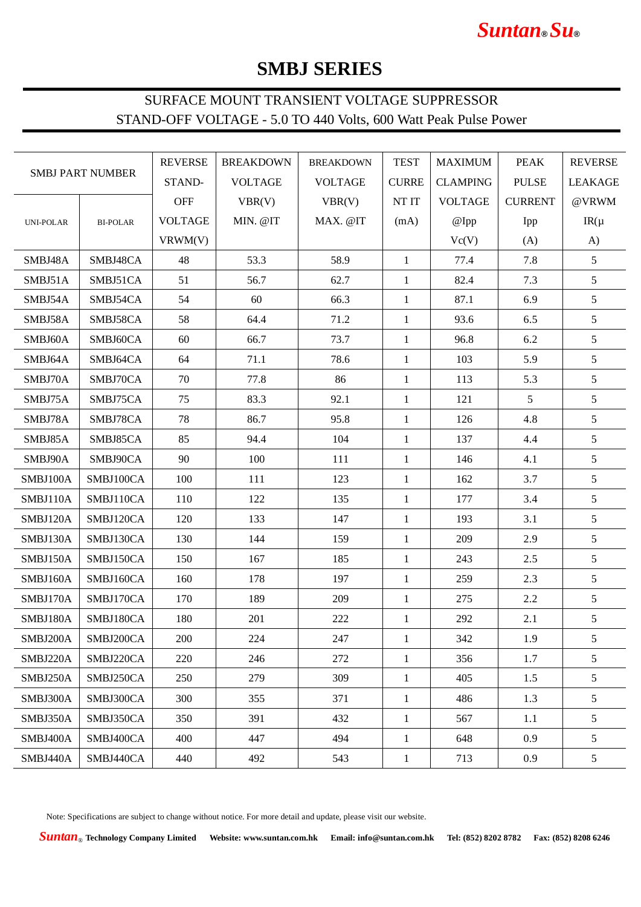# SMBJ SERIES

SURFACE MOUNT TRANSIENT VOLTAGE SUPPRESSOR
STAND-OFF VOLTAGE - 5.0 TO 440 Volts, 600 Watt Peak Pulse Power

| SMBJ PART NUMBER | | REVERSE STAND-OFF VOLTAGE VRWM(V) | BREAKDOWN VOLTAGE VBR(V) MIN. @IT | BREAKDOWN VOLTAGE VBR(V) MAX. @IT | TEST CURRENT IT (mA) | MAXIMUM CLAMPING VOLTAGE @Ipp Vc(V) | PEAK PULSE CURRENT Ipp (A) | REVERSE LEAKAGE @VRWM IR(μA) |
|---|---|---|---|---|---|---|---|---|
| UNI-POLAR | BI-POLAR | | | | | | | |
| SMBJ48A | SMBJ48CA | 48 | 53.3 | 58.9 | 1 | 77.4 | 7.8 | 5 |
| SMBJ51A | SMBJ51CA | 51 | 56.7 | 62.7 | 1 | 82.4 | 7.3 | 5 |
| SMBJ54A | SMBJ54CA | 54 | 60 | 66.3 | 1 | 87.1 | 6.9 | 5 |
| SMBJ58A | SMBJ58CA | 58 | 64.4 | 71.2 | 1 | 93.6 | 6.5 | 5 |
| SMBJ60A | SMBJ60CA | 60 | 66.7 | 73.7 | 1 | 96.8 | 6.2 | 5 |
| SMBJ64A | SMBJ64CA | 64 | 71.1 | 78.6 | 1 | 103 | 5.9 | 5 |
| SMBJ70A | SMBJ70CA | 70 | 77.8 | 86 | 1 | 113 | 5.3 | 5 |
| SMBJ75A | SMBJ75CA | 75 | 83.3 | 92.1 | 1 | 121 | 5 | 5 |
| SMBJ78A | SMBJ78CA | 78 | 86.7 | 95.8 | 1 | 126 | 4.8 | 5 |
| SMBJ85A | SMBJ85CA | 85 | 94.4 | 104 | 1 | 137 | 4.4 | 5 |
| SMBJ90A | SMBJ90CA | 90 | 100 | 111 | 1 | 146 | 4.1 | 5 |
| SMBJ100A | SMBJ100CA | 100 | 111 | 123 | 1 | 162 | 3.7 | 5 |
| SMBJ110A | SMBJ110CA | 110 | 122 | 135 | 1 | 177 | 3.4 | 5 |
| SMBJ120A | SMBJ120CA | 120 | 133 | 147 | 1 | 193 | 3.1 | 5 |
| SMBJ130A | SMBJ130CA | 130 | 144 | 159 | 1 | 209 | 2.9 | 5 |
| SMBJ150A | SMBJ150CA | 150 | 167 | 185 | 1 | 243 | 2.5 | 5 |
| SMBJ160A | SMBJ160CA | 160 | 178 | 197 | 1 | 259 | 2.3 | 5 |
| SMBJ170A | SMBJ170CA | 170 | 189 | 209 | 1 | 275 | 2.2 | 5 |
| SMBJ180A | SMBJ180CA | 180 | 201 | 222 | 1 | 292 | 2.1 | 5 |
| SMBJ200A | SMBJ200CA | 200 | 224 | 247 | 1 | 342 | 1.9 | 5 |
| SMBJ220A | SMBJ220CA | 220 | 246 | 272 | 1 | 356 | 1.7 | 5 |
| SMBJ250A | SMBJ250CA | 250 | 279 | 309 | 1 | 405 | 1.5 | 5 |
| SMBJ300A | SMBJ300CA | 300 | 355 | 371 | 1 | 486 | 1.3 | 5 |
| SMBJ350A | SMBJ350CA | 350 | 391 | 432 | 1 | 567 | 1.1 | 5 |
| SMBJ400A | SMBJ400CA | 400 | 447 | 494 | 1 | 648 | 0.9 | 5 |
| SMBJ440A | SMBJ440CA | 440 | 492 | 543 | 1 | 713 | 0.9 | 5 |

Note: Specifications are subject to change without notice. For more detail and update, please visit our website.

**Suntan® Technology Company Limited** **Website: www.suntan.com.hk** **Email: info@suntan.com.hk** **Tel: (852) 8202 8782** **Fax: (852) 8208 6246**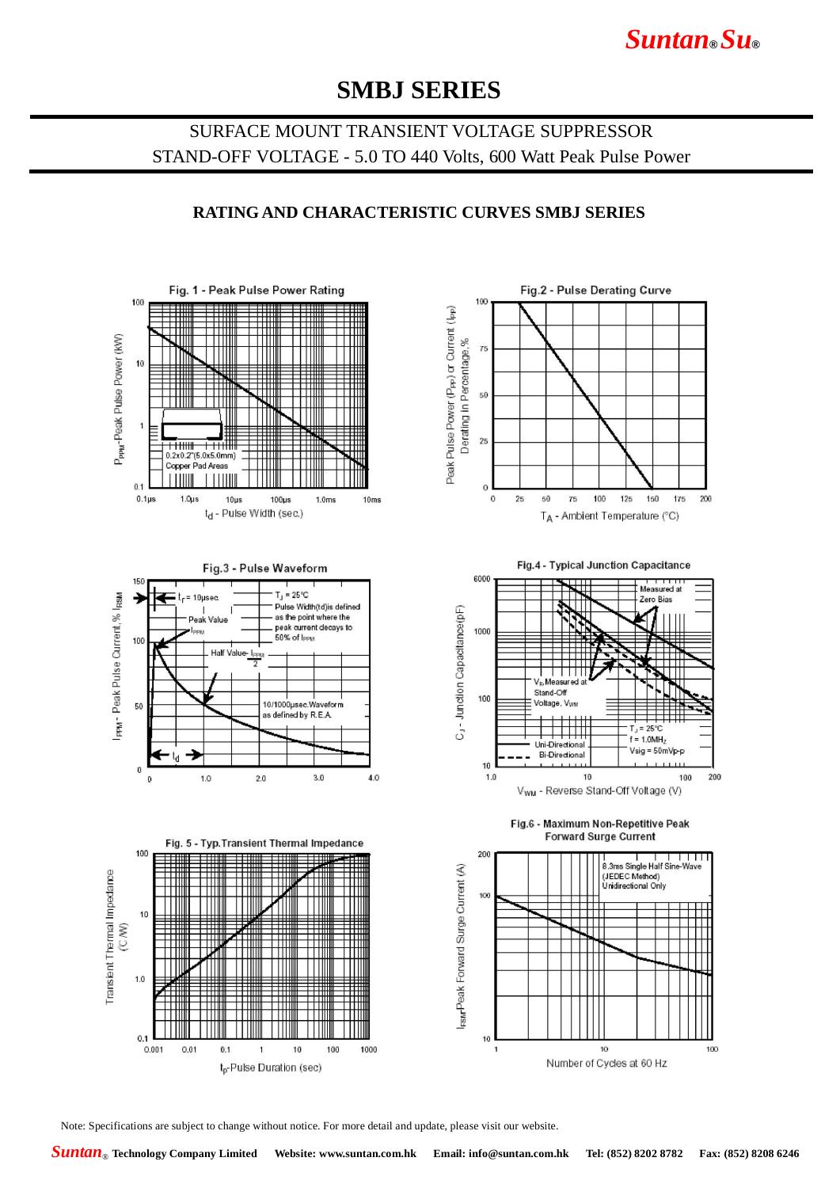# SMBJ SERIES

SURFACE MOUNT TRANSIENT VOLTAGE SUPPRESSOR

STAND-OFF VOLTAGE - 5.0 TO 440 Volts, 600 Watt Peak Pulse Power

## RATING AND CHARACTERISTIC CURVES SMBJ SERIES

Fig. 1 - Peak Pulse Power Rating

$P_{PPM}$-Peak Pulse Power (kW)

100
10
1
0.1

0.2x0.2"(5.0x5.0mm) Copper Pad Areas

0.1μs 1.0μs 10μs 100μs 1.0ms 10ms

$t_d$ - Pulse Width (sec.)

Fig.2 - Pulse Derating Curve

Peak Pulse Power ($P_{PP}$) or Current ($I_{PP}$) Derating in Percentage, %

100
75
50
25
0

0 25 50 75 100 125 150 175 200

$T_A$ - Ambient Temperature (°C)

Fig.3 - Pulse Waveform

$I_{PPM}$ - Peak Pulse Current, % $I_{RSM}$

150
100
50
0

$t_r$ = 10μsec.

Peak Value $I_{PPM}$

Half Value- $\frac{I_{PPM}}{2}$

$T_J$ = 25°C

Pulse Width(td)is defined as the point where the peak current decays to 50% of $I_{PPM}$

10/1000μsec.Waveform as defined by R.E.A.

$t_d$

0 1.0 2.0 3.0 4.0

Fig.4 - Typical Junction Capacitance

$C_J$ - Junction Capacitance(pF)

6000
1000
100
10

Measured at Zero Bias

$V_R$ Measured at Stand-Off Voltage, $V_{WM}$

$T_J$ = 25°C

f = 1.0MHz

Vsig = 50mVp-p

Uni-Directional

Bi-Directional

1.0 10 100 200

$V_{WM}$ - Reverse Stand-Off Voltage (V)

Fig. 5 - Typ.Transient Thermal Impedance

Transient Thermal Impedance (°C/W)

100
10
1.0
0.1

0.001 0.01 0.1 1 10 100 1000

$t_p$-Pulse Duration (sec)

Fig.6 - Maximum Non-Repetitive Peak Forward Surge Current

$I_{FSM}$-Peak Forward Surge Current (A)

200
100
10

8.3ms Single Half Sine-Wave (JEDEC Method) Unidirectional Only

1 10 100

Number of Cycles at 60 Hz

Note: Specifications are subject to change without notice. For more detail and update, please visit our website.

Suntan® Technology Company Limited Website: www.suntan.com.hk Email: info@suntan.com.hk Tel: (852) 8202 8782 Fax: (852) 8208 6246